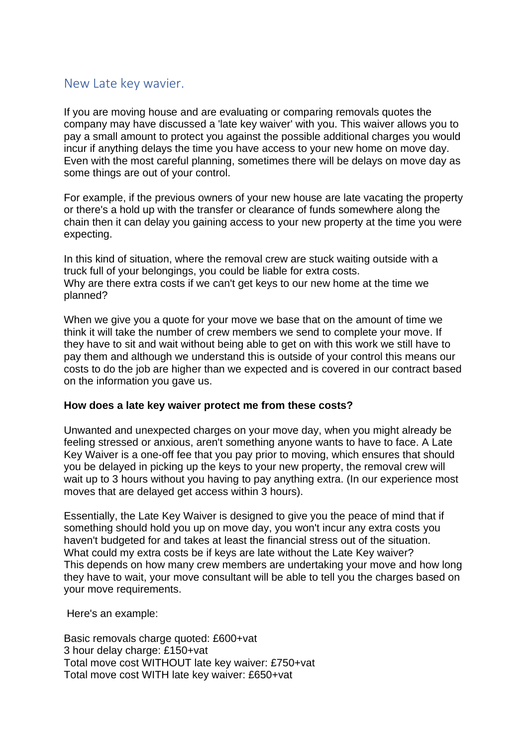## New Late key wavier.

If you are moving house and are evaluating or comparing removals quotes the company may have discussed a 'late key waiver' with you. This waiver allows you to pay a small amount to protect you against the possible additional charges you would incur if anything delays the time you have access to your new home on move day. Even with the most careful planning, sometimes there will be delays on move day as some things are out of your control.

For example, if the previous owners of your new house are late vacating the property or there's a hold up with the transfer or clearance of funds somewhere along the chain then it can delay you gaining access to your new property at the time you were expecting.

In this kind of situation, where the removal crew are stuck waiting outside with a truck full of your belongings, you could be liable for extra costs.
Why are there extra costs if we can't get keys to our new home at the time we planned?

When we give you a quote for your move we base that on the amount of time we think it will take the number of crew members we send to complete your move. If they have to sit and wait without being able to get on with this work we still have to pay them and although we understand this is outside of your control this means our costs to do the job are higher than we expected and is covered in our contract based on the information you gave us.

**How does a late key waiver protect me from these costs?**

Unwanted and unexpected charges on your move day, when you might already be feeling stressed or anxious, aren't something anyone wants to have to face. A Late Key Waiver is a one-off fee that you pay prior to moving, which ensures that should you be delayed in picking up the keys to your new property, the removal crew will wait up to 3 hours without you having to pay anything extra. (In our experience most moves that are delayed get access within 3 hours).

Essentially, the Late Key Waiver is designed to give you the peace of mind that if something should hold you up on move day, you won't incur any extra costs you haven't budgeted for and takes at least the financial stress out of the situation.
What could my extra costs be if keys are late without the Late Key waiver?
This depends on how many crew members are undertaking your move and how long they have to wait, your move consultant will be able to tell you the charges based on your move requirements.

Here's an example:

Basic removals charge quoted: £600+vat
3 hour delay charge: £150+vat
Total move cost WITHOUT late key waiver: £750+vat
Total move cost WITH late key waiver: £650+vat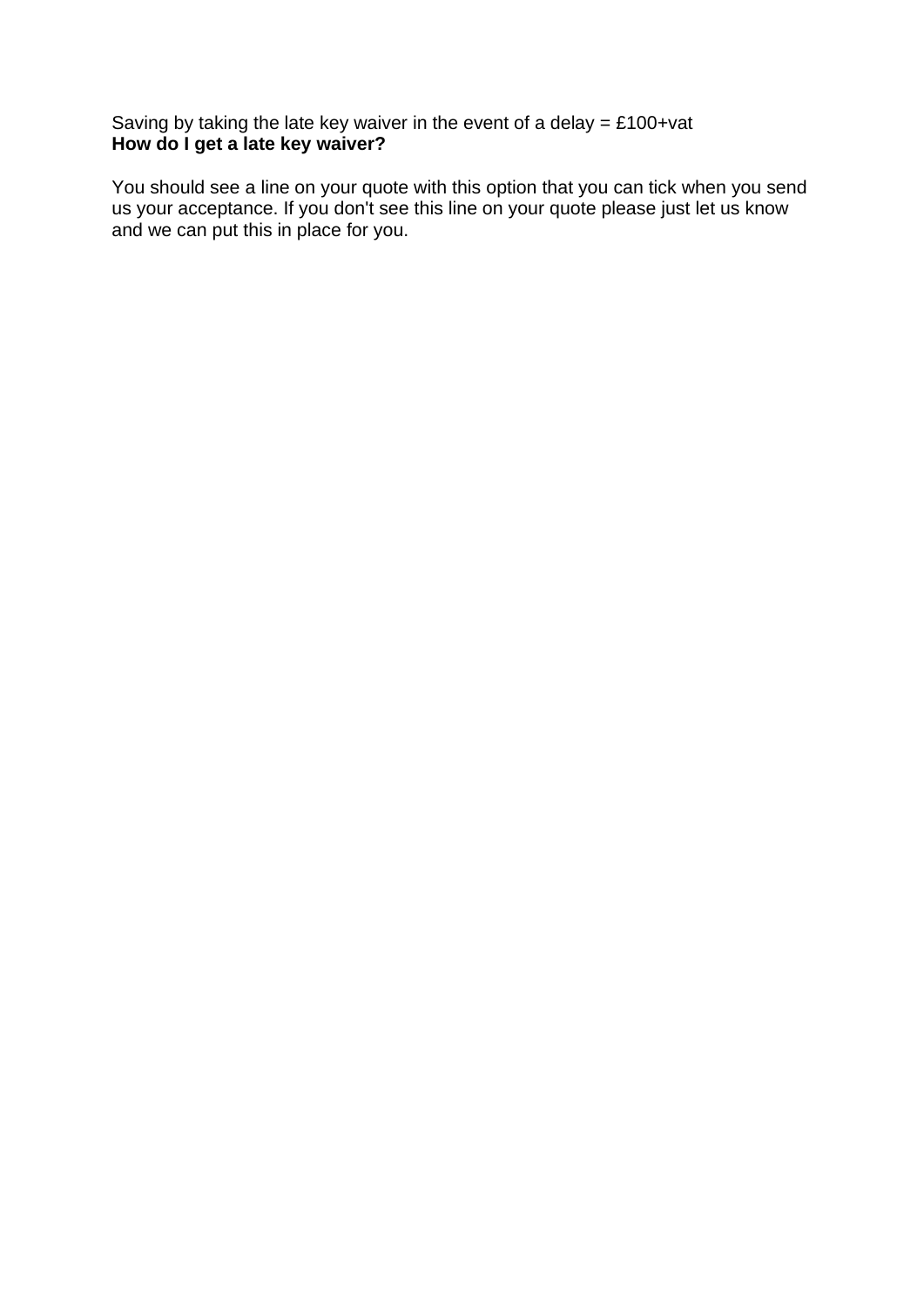Saving by taking the late key waiver in the event of a delay = £100+vat

**How do I get a late key waiver?**

You should see a line on your quote with this option that you can tick when you send us your acceptance. If you don't see this line on your quote please just let us know and we can put this in place for you.